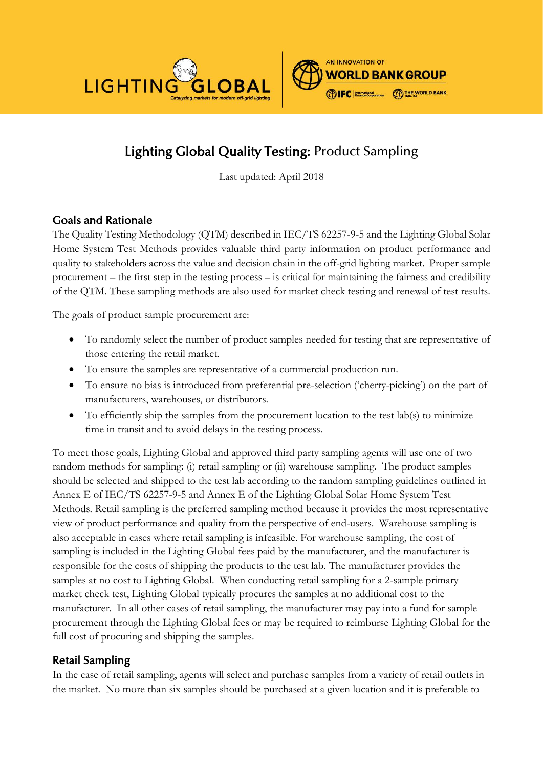# Lighting Global Quality Testing: Product Sampling

Last updated: April 2018

## Goals and Rationale

The Quality Testing Methodology (QTM) described in IEC/TS 62257-9-5 and the Lighting Global Solar Home System Test Methods provides valuable third party information on product performance and quality to stakeholders across the value and decision chain in the off-grid lighting market. Proper sample procurement – the first step in the testing process – is critical for maintaining the fairness and credibility of the QTM. These sampling methods are also used for market check testing and renewal of test results.

The goals of product sample procurement are:

- To randomly select the number of product samples needed for testing that are representative of those entering the retail market.
- To ensure the samples are representative of a commercial production run.
- To ensure no bias is introduced from preferential pre-selection ('cherry-picking') on the part of manufacturers, warehouses, or distributors.
- To efficiently ship the samples from the procurement location to the test lab(s) to minimize time in transit and to avoid delays in the testing process.

To meet those goals, Lighting Global and approved third party sampling agents will use one of two random methods for sampling: (i) retail sampling or (ii) warehouse sampling. The product samples should be selected and shipped to the test lab according to the random sampling guidelines outlined in Annex E of IEC/TS 62257-9-5 and Annex E of the Lighting Global Solar Home System Test Methods. Retail sampling is the preferred sampling method because it provides the most representative view of product performance and quality from the perspective of end-users. Warehouse sampling is also acceptable in cases where retail sampling is infeasible. For warehouse sampling, the cost of sampling is included in the Lighting Global fees paid by the manufacturer, and the manufacturer is responsible for the costs of shipping the products to the test lab. The manufacturer provides the samples at no cost to Lighting Global. When conducting retail sampling for a 2-sample primary market check test, Lighting Global typically procures the samples at no additional cost to the manufacturer. In all other cases of retail sampling, the manufacturer may pay into a fund for sample procurement through the Lighting Global fees or may be required to reimburse Lighting Global for the full cost of procuring and shipping the samples.

## Retail Sampling

In the case of retail sampling, agents will select and purchase samples from a variety of retail outlets in the market. No more than six samples should be purchased at a given location and it is preferable to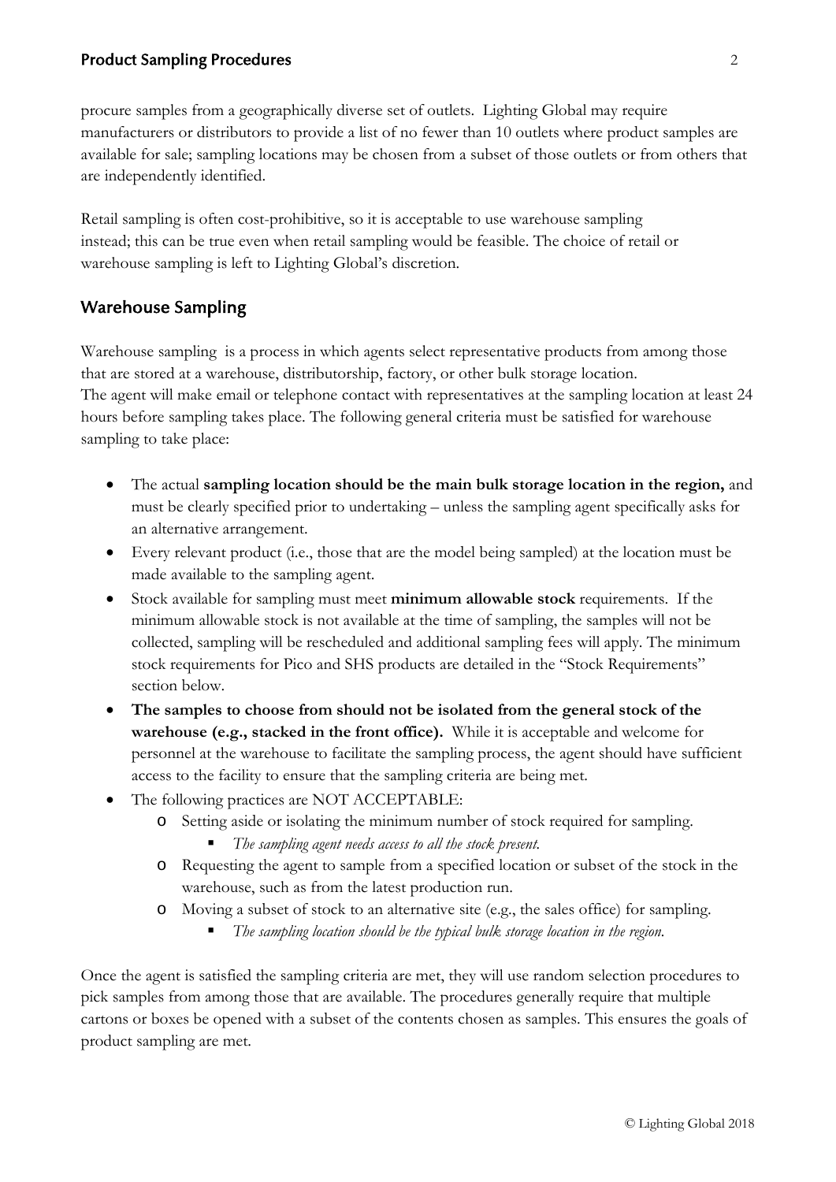procure samples from a geographically diverse set of outlets. Lighting Global may require manufacturers or distributors to provide a list of no fewer than 10 outlets where product samples are available for sale; sampling locations may be chosen from a subset of those outlets or from others that are independently identified.

Retail sampling is often cost-prohibitive, so it is acceptable to use warehouse sampling instead; this can be true even when retail sampling would be feasible. The choice of retail or warehouse sampling is left to Lighting Global's discretion.

## Warehouse Sampling

Warehouse sampling is a process in which agents select representative products from among those that are stored at a warehouse, distributorship, factory, or other bulk storage location. The agent will make email or telephone contact with representatives at the sampling location at least 24 hours before sampling takes place. The following general criteria must be satisfied for warehouse sampling to take place:

- The actual **sampling location should be the main bulk storage location in the region,** and must be clearly specified prior to undertaking – unless the sampling agent specifically asks for an alternative arrangement.
- Every relevant product (i.e., those that are the model being sampled) at the location must be made available to the sampling agent.
- Stock available for sampling must meet **minimum allowable stock** requirements. If the minimum allowable stock is not available at the time of sampling, the samples will not be collected, sampling will be rescheduled and additional sampling fees will apply. The minimum stock requirements for Pico and SHS products are detailed in the "Stock Requirements" section below.
- **The samples to choose from should not be isolated from the general stock of the warehouse (e.g., stacked in the front office).** While it is acceptable and welcome for personnel at the warehouse to facilitate the sampling process, the agent should have sufficient access to the facility to ensure that the sampling criteria are being met.
- The following practices are NOT ACCEPTABLE:
  - Setting aside or isolating the minimum number of stock required for sampling.
    - *The sampling agent needs access to all the stock present.*
  - Requesting the agent to sample from a specified location or subset of the stock in the warehouse, such as from the latest production run.
  - Moving a subset of stock to an alternative site (e.g., the sales office) for sampling.
    - *The sampling location should be the typical bulk storage location in the region.*

Once the agent is satisfied the sampling criteria are met, they will use random selection procedures to pick samples from among those that are available. The procedures generally require that multiple cartons or boxes be opened with a subset of the contents chosen as samples. This ensures the goals of product sampling are met.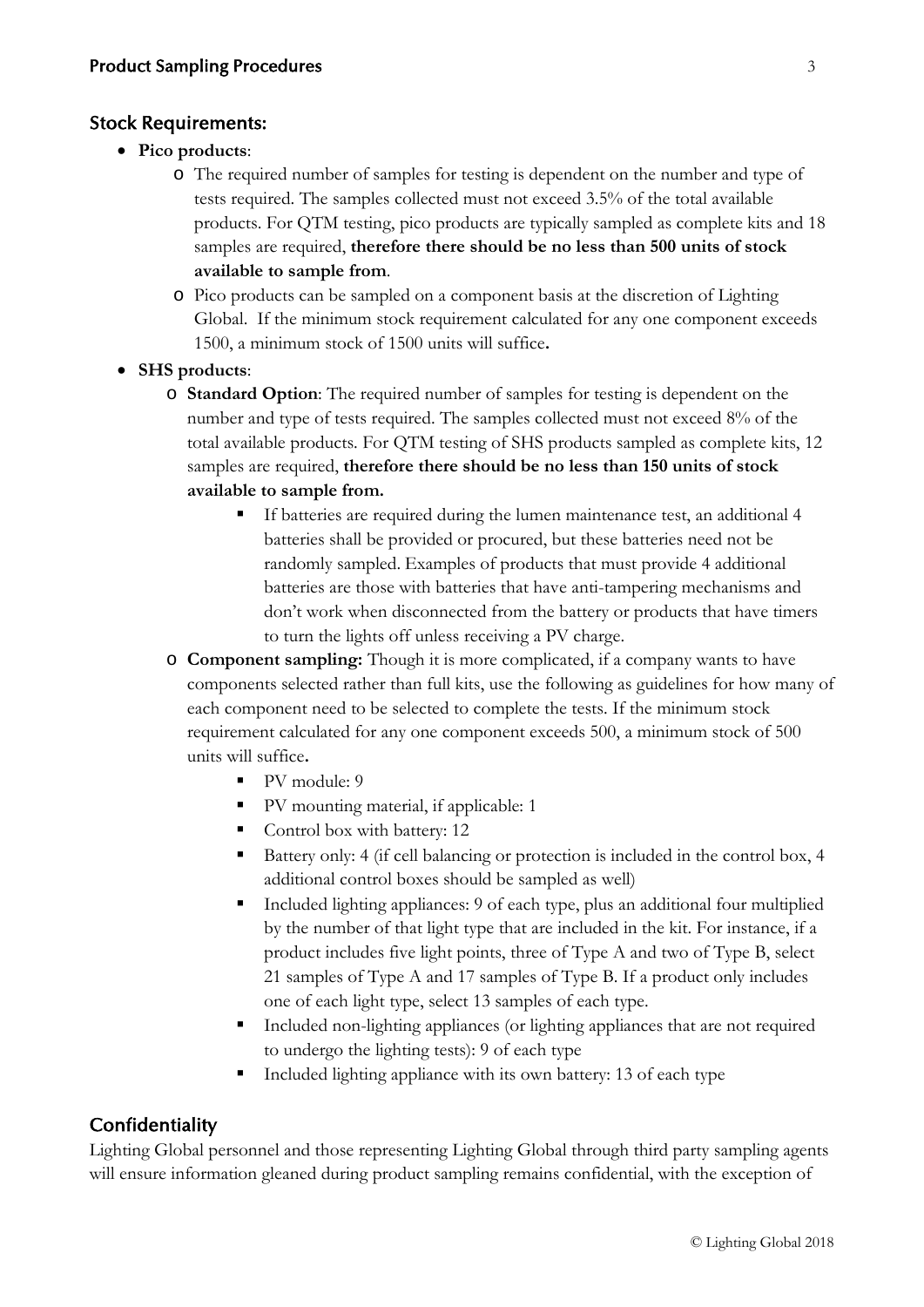## Stock Requirements:

- **Pico products**:
  - The required number of samples for testing is dependent on the number and type of tests required. The samples collected must not exceed 3.5% of the total available products. For QTM testing, pico products are typically sampled as complete kits and 18 samples are required, **therefore there should be no less than 500 units of stock available to sample from**.
  - Pico products can be sampled on a component basis at the discretion of Lighting Global. If the minimum stock requirement calculated for any one component exceeds 1500, a minimum stock of 1500 units will suffice**.**
- **SHS products**:
  - **Standard Option**: The required number of samples for testing is dependent on the number and type of tests required. The samples collected must not exceed 8% of the total available products. For QTM testing of SHS products sampled as complete kits, 12 samples are required, **therefore there should be no less than 150 units of stock available to sample from.**
    - If batteries are required during the lumen maintenance test, an additional 4 batteries shall be provided or procured, but these batteries need not be randomly sampled. Examples of products that must provide 4 additional batteries are those with batteries that have anti-tampering mechanisms and don't work when disconnected from the battery or products that have timers to turn the lights off unless receiving a PV charge.
  - **Component sampling:** Though it is more complicated, if a company wants to have components selected rather than full kits, use the following as guidelines for how many of each component need to be selected to complete the tests. If the minimum stock requirement calculated for any one component exceeds 500, a minimum stock of 500 units will suffice**.**
    - PV module: 9
    - PV mounting material, if applicable: 1
    - Control box with battery: 12
    - Battery only: 4 (if cell balancing or protection is included in the control box, 4 additional control boxes should be sampled as well)
    - Included lighting appliances: 9 of each type, plus an additional four multiplied by the number of that light type that are included in the kit. For instance, if a product includes five light points, three of Type A and two of Type B, select 21 samples of Type A and 17 samples of Type B. If a product only includes one of each light type, select 13 samples of each type.
    - Included non-lighting appliances (or lighting appliances that are not required to undergo the lighting tests): 9 of each type
    - Included lighting appliance with its own battery: 13 of each type

## Confidentiality

Lighting Global personnel and those representing Lighting Global through third party sampling agents will ensure information gleaned during product sampling remains confidential, with the exception of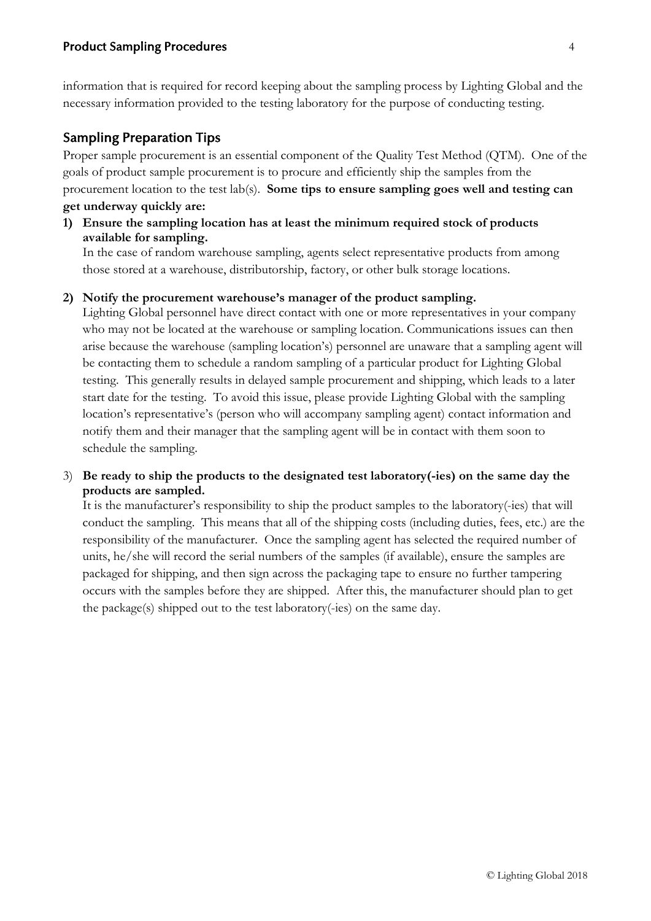information that is required for record keeping about the sampling process by Lighting Global and the necessary information provided to the testing laboratory for the purpose of conducting testing.

## Sampling Preparation Tips

Proper sample procurement is an essential component of the Quality Test Method (QTM). One of the goals of product sample procurement is to procure and efficiently ship the samples from the procurement location to the test lab(s). **Some tips to ensure sampling goes well and testing can get underway quickly are:**

1) **Ensure the sampling location has at least the minimum required stock of products available for sampling.**
   In the case of random warehouse sampling, agents select representative products from among those stored at a warehouse, distributorship, factory, or other bulk storage locations.

2) **Notify the procurement warehouse's manager of the product sampling.**
   Lighting Global personnel have direct contact with one or more representatives in your company who may not be located at the warehouse or sampling location. Communications issues can then arise because the warehouse (sampling location's) personnel are unaware that a sampling agent will be contacting them to schedule a random sampling of a particular product for Lighting Global testing. This generally results in delayed sample procurement and shipping, which leads to a later start date for the testing. To avoid this issue, please provide Lighting Global with the sampling location's representative's (person who will accompany sampling agent) contact information and notify them and their manager that the sampling agent will be in contact with them soon to schedule the sampling.

3) **Be ready to ship the products to the designated test laboratory(-ies) on the same day the products are sampled.**
   It is the manufacturer's responsibility to ship the product samples to the laboratory(-ies) that will conduct the sampling. This means that all of the shipping costs (including duties, fees, etc.) are the responsibility of the manufacturer. Once the sampling agent has selected the required number of units, he/she will record the serial numbers of the samples (if available), ensure the samples are packaged for shipping, and then sign across the packaging tape to ensure no further tampering occurs with the samples before they are shipped. After this, the manufacturer should plan to get the package(s) shipped out to the test laboratory(-ies) on the same day.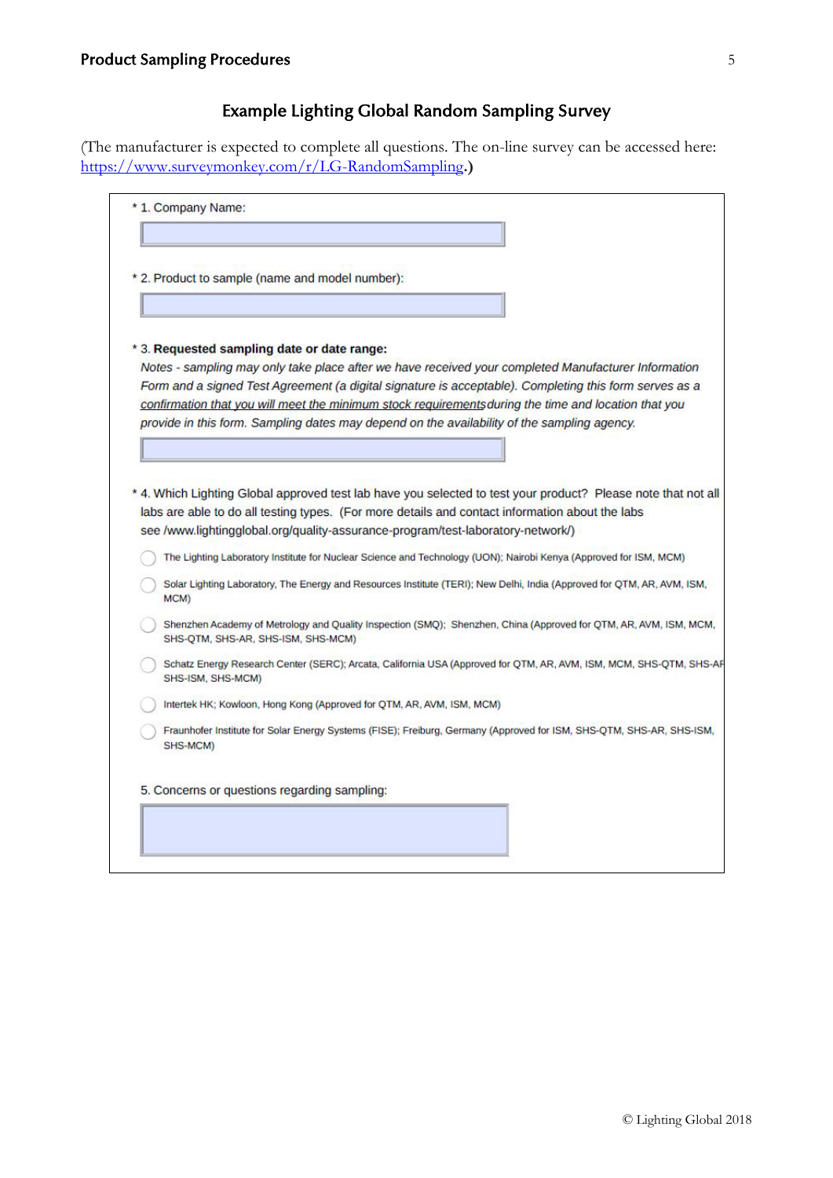## Example Lighting Global Random Sampling Survey

(The manufacturer is expected to complete all questions. The on-line survey can be accessed here: [https://www.surveymonkey.com/r/LG-RandomSampling](https://www.surveymonkey.com/r/LG-RandomSampling).)

\* 1. Company Name:

\* 2. Product to sample (name and model number):

\* 3. **Requested sampling date or date range:**

*Notes - sampling may only take place after we have received your completed Manufacturer Information Form and a signed Test Agreement (a digital signature is acceptable). Completing this form serves as a confirmation that you will meet the minimum stock requirements during the time and location that you provide in this form. Sampling dates may depend on the availability of the sampling agency.*

\* 4. Which Lighting Global approved test lab have you selected to test your product? Please note that not all labs are able to do all testing types. (For more details and contact information about the labs see /www.lightingglobal.org/quality-assurance-program/test-laboratory-network/)

- ◯ The Lighting Laboratory Institute for Nuclear Science and Technology (UON); Nairobi Kenya (Approved for ISM, MCM)
- ◯ Solar Lighting Laboratory, The Energy and Resources Institute (TERI); New Delhi, India (Approved for QTM, AR, AVM, ISM, MCM)
- ◯ Shenzhen Academy of Metrology and Quality Inspection (SMQ); Shenzhen, China (Approved for QTM, AR, AVM, ISM, MCM, SHS-QTM, SHS-AR, SHS-ISM, SHS-MCM)
- ◯ Schatz Energy Research Center (SERC); Arcata, California USA (Approved for QTM, AR, AVM, ISM, MCM, SHS-QTM, SHS-AR SHS-ISM, SHS-MCM)
- ◯ Intertek HK; Kowloon, Hong Kong (Approved for QTM, AR, AVM, ISM, MCM)
- ◯ Fraunhofer Institute for Solar Energy Systems (FISE); Freiburg, Germany (Approved for ISM, SHS-QTM, SHS-AR, SHS-ISM, SHS-MCM)

5. Concerns or questions regarding sampling: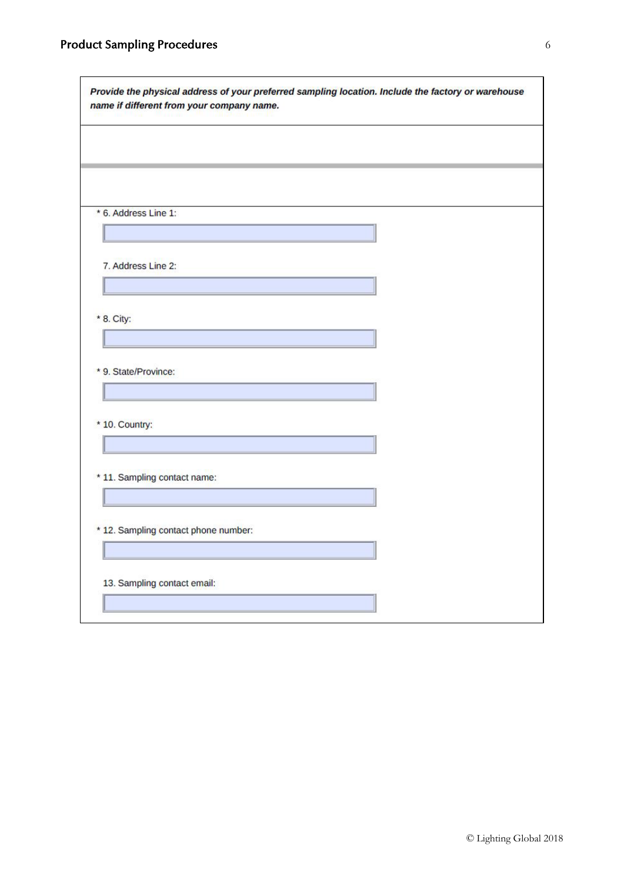***Provide the physical address of your preferred sampling location. Include the factory or warehouse name if different from your company name.***

\* 6. Address Line 1:

7. Address Line 2:

\* 8. City:

\* 9. State/Province:

\* 10. Country:

\* 11. Sampling contact name:

\* 12. Sampling contact phone number:

13. Sampling contact email: